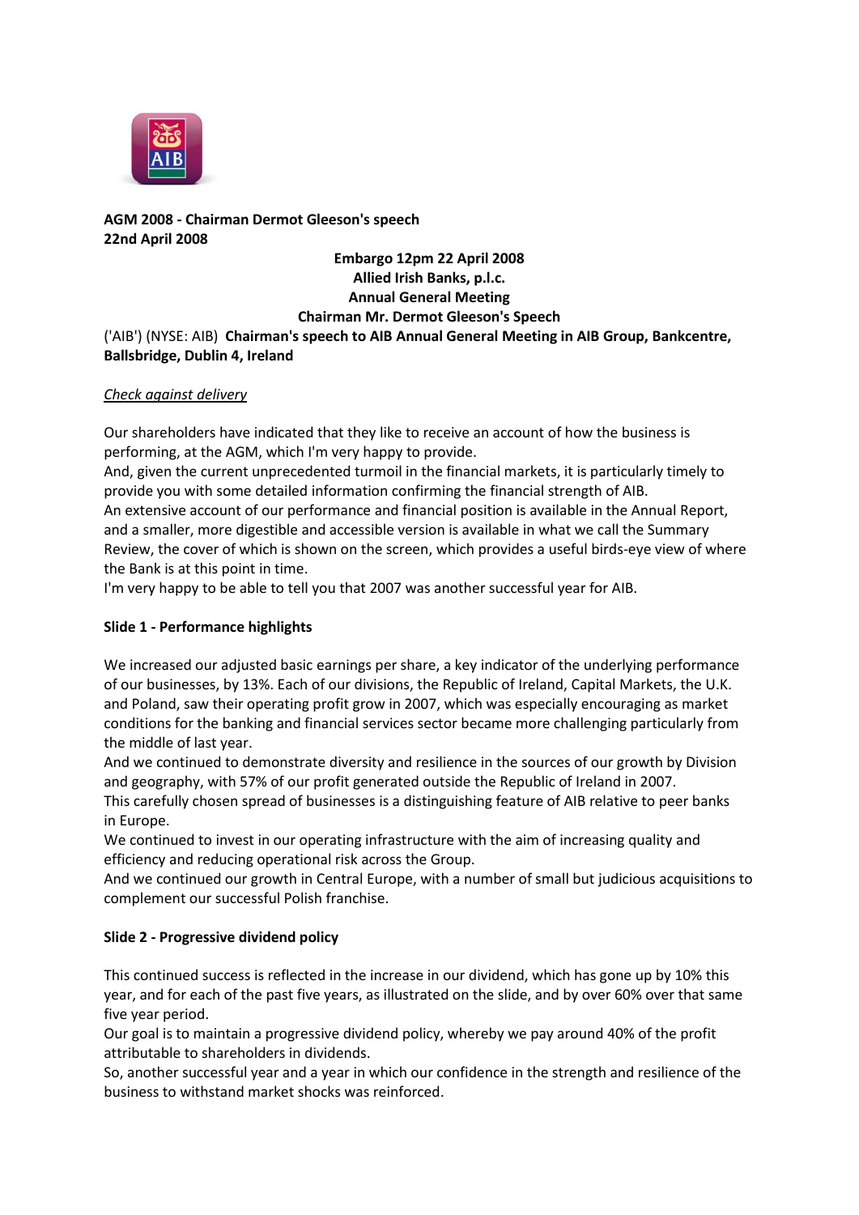**AGM 2008 - Chairman Dermot Gleeson's speech**
**22nd April 2008**

**Embargo 12pm 22 April 2008**
**Allied Irish Banks, p.l.c.**
**Annual General Meeting**
**Chairman Mr. Dermot Gleeson's Speech**

('AIB') (NYSE: AIB) **Chairman's speech to AIB Annual General Meeting in AIB Group, Bankcentre, Ballsbridge, Dublin 4, Ireland**

*Check against delivery*

Our shareholders have indicated that they like to receive an account of how the business is performing, at the AGM, which I'm very happy to provide.

And, given the current unprecedented turmoil in the financial markets, it is particularly timely to provide you with some detailed information confirming the financial strength of AIB.

An extensive account of our performance and financial position is available in the Annual Report, and a smaller, more digestible and accessible version is available in what we call the Summary Review, the cover of which is shown on the screen, which provides a useful birds-eye view of where the Bank is at this point in time.

I'm very happy to be able to tell you that 2007 was another successful year for AIB.

**Slide 1 - Performance highlights**

We increased our adjusted basic earnings per share, a key indicator of the underlying performance of our businesses, by 13%. Each of our divisions, the Republic of Ireland, Capital Markets, the U.K. and Poland, saw their operating profit grow in 2007, which was especially encouraging as market conditions for the banking and financial services sector became more challenging particularly from the middle of last year.

And we continued to demonstrate diversity and resilience in the sources of our growth by Division and geography, with 57% of our profit generated outside the Republic of Ireland in 2007.

This carefully chosen spread of businesses is a distinguishing feature of AIB relative to peer banks in Europe.

We continued to invest in our operating infrastructure with the aim of increasing quality and efficiency and reducing operational risk across the Group.

And we continued our growth in Central Europe, with a number of small but judicious acquisitions to complement our successful Polish franchise.

**Slide 2 - Progressive dividend policy**

This continued success is reflected in the increase in our dividend, which has gone up by 10% this year, and for each of the past five years, as illustrated on the slide, and by over 60% over that same five year period.

Our goal is to maintain a progressive dividend policy, whereby we pay around 40% of the profit attributable to shareholders in dividends.

So, another successful year and a year in which our confidence in the strength and resilience of the business to withstand market shocks was reinforced.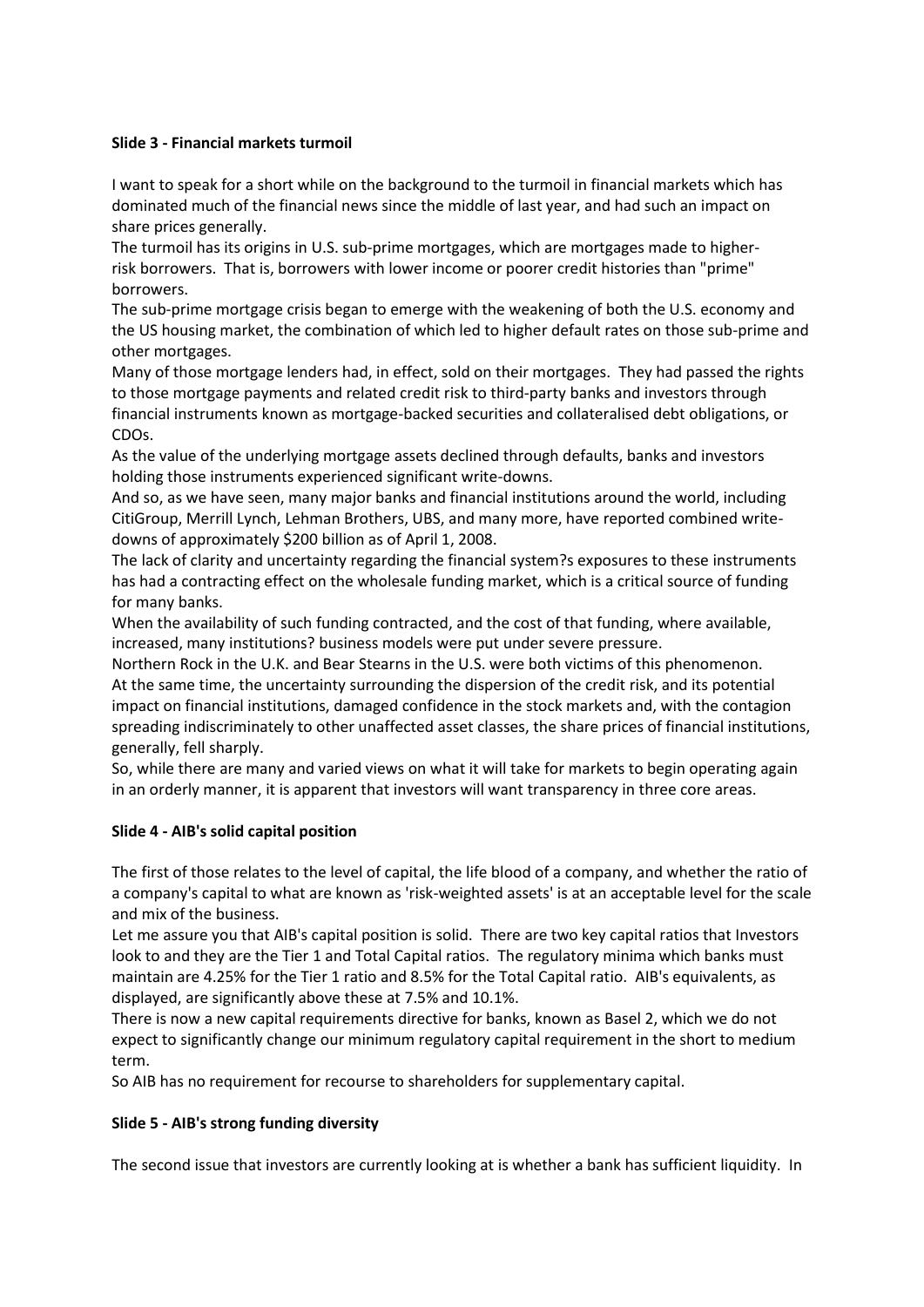**Slide 3 - Financial markets turmoil**

I want to speak for a short while on the background to the turmoil in financial markets which has dominated much of the financial news since the middle of last year, and had such an impact on share prices generally.

The turmoil has its origins in U.S. sub-prime mortgages, which are mortgages made to higher-risk borrowers. That is, borrowers with lower income or poorer credit histories than "prime" borrowers.

The sub-prime mortgage crisis began to emerge with the weakening of both the U.S. economy and the US housing market, the combination of which led to higher default rates on those sub-prime and other mortgages.

Many of those mortgage lenders had, in effect, sold on their mortgages. They had passed the rights to those mortgage payments and related credit risk to third-party banks and investors through financial instruments known as mortgage-backed securities and collateralised debt obligations, or CDOs.

As the value of the underlying mortgage assets declined through defaults, banks and investors holding those instruments experienced significant write-downs.

And so, as we have seen, many major banks and financial institutions around the world, including CitiGroup, Merrill Lynch, Lehman Brothers, UBS, and many more, have reported combined write-downs of approximately $200 billion as of April 1, 2008.

The lack of clarity and uncertainty regarding the financial system?s exposures to these instruments has had a contracting effect on the wholesale funding market, which is a critical source of funding for many banks.

When the availability of such funding contracted, and the cost of that funding, where available, increased, many institutions? business models were put under severe pressure.

Northern Rock in the U.K. and Bear Stearns in the U.S. were both victims of this phenomenon.

At the same time, the uncertainty surrounding the dispersion of the credit risk, and its potential impact on financial institutions, damaged confidence in the stock markets and, with the contagion spreading indiscriminately to other unaffected asset classes, the share prices of financial institutions, generally, fell sharply.

So, while there are many and varied views on what it will take for markets to begin operating again in an orderly manner, it is apparent that investors will want transparency in three core areas.

**Slide 4 - AIB's solid capital position**

The first of those relates to the level of capital, the life blood of a company, and whether the ratio of a company's capital to what are known as 'risk-weighted assets' is at an acceptable level for the scale and mix of the business.

Let me assure you that AIB's capital position is solid. There are two key capital ratios that Investors look to and they are the Tier 1 and Total Capital ratios. The regulatory minima which banks must maintain are 4.25% for the Tier 1 ratio and 8.5% for the Total Capital ratio. AIB's equivalents, as displayed, are significantly above these at 7.5% and 10.1%.

There is now a new capital requirements directive for banks, known as Basel 2, which we do not expect to significantly change our minimum regulatory capital requirement in the short to medium term.

So AIB has no requirement for recourse to shareholders for supplementary capital.

**Slide 5 - AIB's strong funding diversity**

The second issue that investors are currently looking at is whether a bank has sufficient liquidity. In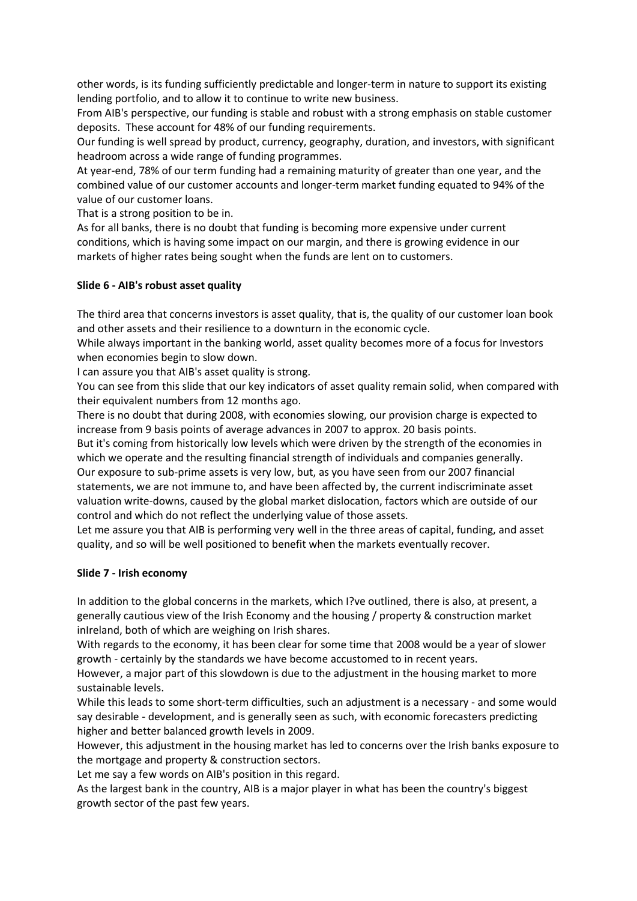other words, is its funding sufficiently predictable and longer-term in nature to support its existing lending portfolio, and to allow it to continue to write new business.

From AIB's perspective, our funding is stable and robust with a strong emphasis on stable customer deposits. These account for 48% of our funding requirements.

Our funding is well spread by product, currency, geography, duration, and investors, with significant headroom across a wide range of funding programmes.

At year-end, 78% of our term funding had a remaining maturity of greater than one year, and the combined value of our customer accounts and longer-term market funding equated to 94% of the value of our customer loans.

That is a strong position to be in.

As for all banks, there is no doubt that funding is becoming more expensive under current conditions, which is having some impact on our margin, and there is growing evidence in our markets of higher rates being sought when the funds are lent on to customers.

**Slide 6 - AIB's robust asset quality**

The third area that concerns investors is asset quality, that is, the quality of our customer loan book and other assets and their resilience to a downturn in the economic cycle.

While always important in the banking world, asset quality becomes more of a focus for Investors when economies begin to slow down.

I can assure you that AIB's asset quality is strong.

You can see from this slide that our key indicators of asset quality remain solid, when compared with their equivalent numbers from 12 months ago.

There is no doubt that during 2008, with economies slowing, our provision charge is expected to increase from 9 basis points of average advances in 2007 to approx. 20 basis points.

But it's coming from historically low levels which were driven by the strength of the economies in which we operate and the resulting financial strength of individuals and companies generally.

Our exposure to sub-prime assets is very low, but, as you have seen from our 2007 financial statements, we are not immune to, and have been affected by, the current indiscriminate asset valuation write-downs, caused by the global market dislocation, factors which are outside of our control and which do not reflect the underlying value of those assets.

Let me assure you that AIB is performing very well in the three areas of capital, funding, and asset quality, and so will be well positioned to benefit when the markets eventually recover.

**Slide 7 - Irish economy**

In addition to the global concerns in the markets, which I?ve outlined, there is also, at present, a generally cautious view of the Irish Economy and the housing / property & construction market inIreland, both of which are weighing on Irish shares.

With regards to the economy, it has been clear for some time that 2008 would be a year of slower growth - certainly by the standards we have become accustomed to in recent years.

However, a major part of this slowdown is due to the adjustment in the housing market to more sustainable levels.

While this leads to some short-term difficulties, such an adjustment is a necessary - and some would say desirable - development, and is generally seen as such, with economic forecasters predicting higher and better balanced growth levels in 2009.

However, this adjustment in the housing market has led to concerns over the Irish banks exposure to the mortgage and property & construction sectors.

Let me say a few words on AIB's position in this regard.

As the largest bank in the country, AIB is a major player in what has been the country's biggest growth sector of the past few years.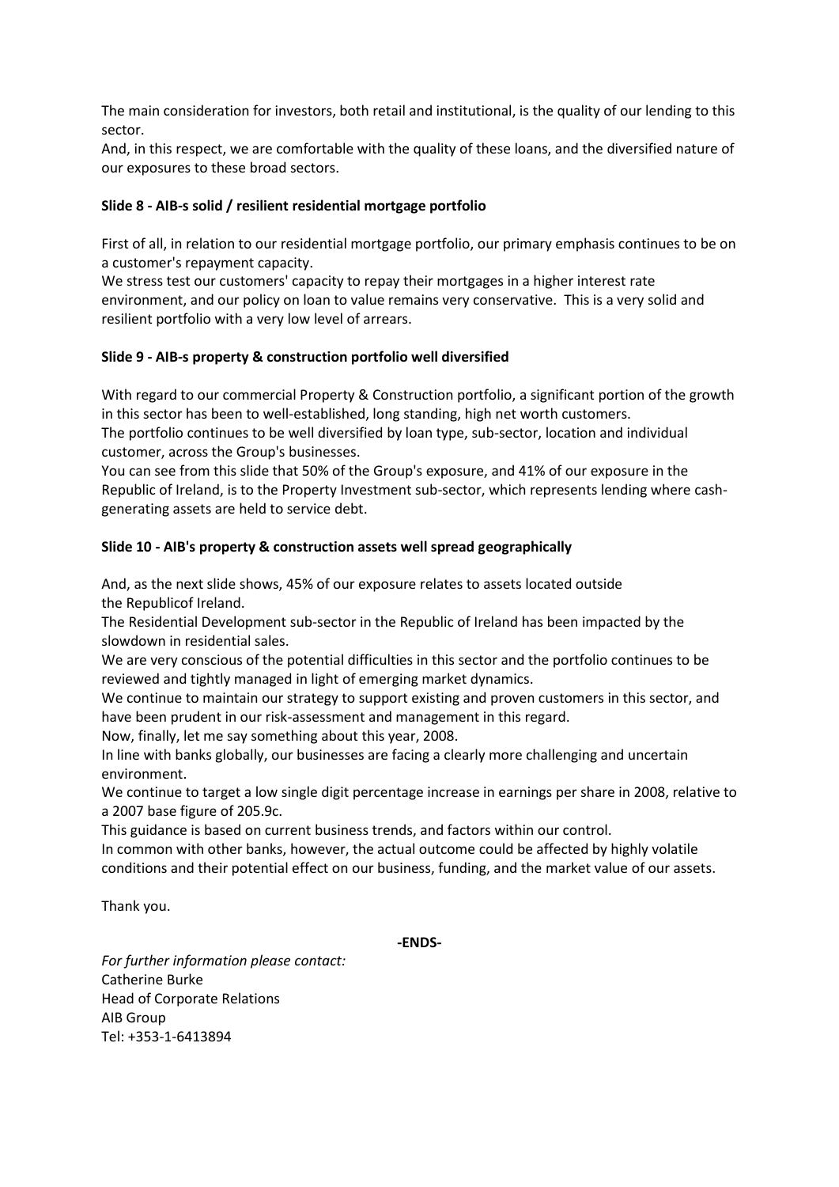The main consideration for investors, both retail and institutional, is the quality of our lending to this sector.
And, in this respect, we are comfortable with the quality of these loans, and the diversified nature of our exposures to these broad sectors.

**Slide 8 - AIB-s solid / resilient residential mortgage portfolio**

First of all, in relation to our residential mortgage portfolio, our primary emphasis continues to be on a customer's repayment capacity.
We stress test our customers' capacity to repay their mortgages in a higher interest rate environment, and our policy on loan to value remains very conservative. This is a very solid and resilient portfolio with a very low level of arrears.

**Slide 9 - AIB-s property & construction portfolio well diversified**

With regard to our commercial Property & Construction portfolio, a significant portion of the growth in this sector has been to well-established, long standing, high net worth customers.
The portfolio continues to be well diversified by loan type, sub-sector, location and individual customer, across the Group's businesses.
You can see from this slide that 50% of the Group's exposure, and 41% of our exposure in the Republic of Ireland, is to the Property Investment sub-sector, which represents lending where cash-generating assets are held to service debt.

**Slide 10 - AIB's property & construction assets well spread geographically**

And, as the next slide shows, 45% of our exposure relates to assets located outside the Republicof Ireland.
The Residential Development sub-sector in the Republic of Ireland has been impacted by the slowdown in residential sales.
We are very conscious of the potential difficulties in this sector and the portfolio continues to be reviewed and tightly managed in light of emerging market dynamics.
We continue to maintain our strategy to support existing and proven customers in this sector, and have been prudent in our risk-assessment and management in this regard.
Now, finally, let me say something about this year, 2008.
In line with banks globally, our businesses are facing a clearly more challenging and uncertain environment.
We continue to target a low single digit percentage increase in earnings per share in 2008, relative to a 2007 base figure of 205.9c.
This guidance is based on current business trends, and factors within our control.
In common with other banks, however, the actual outcome could be affected by highly volatile conditions and their potential effect on our business, funding, and the market value of our assets.

Thank you.

**-ENDS-**

*For further information please contact:*
Catherine Burke
Head of Corporate Relations
AIB Group
Tel: +353-1-6413894